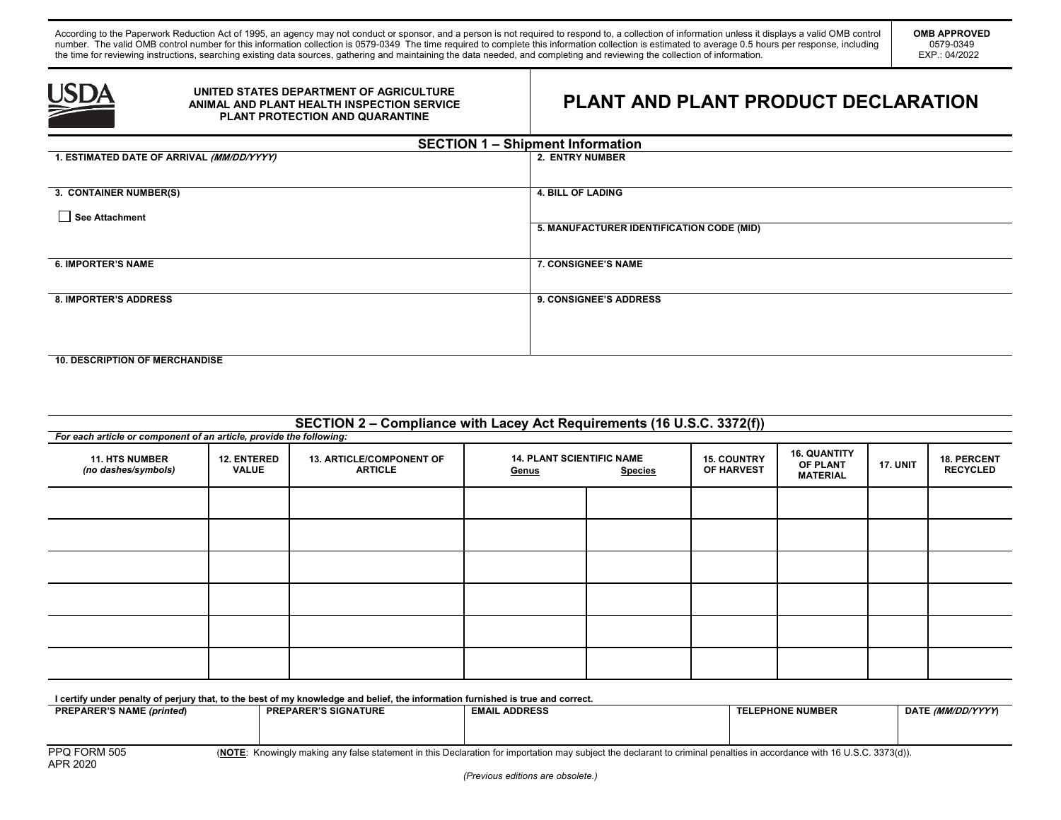According to the Paperwork Reduction Act of 1995, an agency may not conduct or sponsor, and a person is not required to respond to, a collection of information unless it displays a valid OMB control number. The valid OMB control number for this information collection is 0579-0349 The time required to complete this information collection is estimated to average 0.5 hours per response, including the time for reviewing instructions, searching existing data sources, gathering and maintaining the data needed, and completing and reviewing the collection of information.

**OMB APPROVED**
0579-0349
EXP.: 04/2022

**UNITED STATES DEPARTMENT OF AGRICULTURE**
**ANIMAL AND PLANT HEALTH INSPECTION SERVICE**
**PLANT PROTECTION AND QUARANTINE**

# PLANT AND PLANT PRODUCT DECLARATION

## SECTION 1 – Shipment Information

**1. ESTIMATED DATE OF ARRIVAL** ***(MM/DD/YYYY)***

**2. ENTRY NUMBER**

**3. CONTAINER NUMBER(S)**

☐ **See Attachment**

**4. BILL OF LADING**

**5. MANUFACTURER IDENTIFICATION CODE (MID)**

**6. IMPORTER'S NAME**

**7. CONSIGNEE'S NAME**

**8. IMPORTER'S ADDRESS**

**9. CONSIGNEE'S ADDRESS**

**10. DESCRIPTION OF MERCHANDISE**

## SECTION 2 – Compliance with Lacey Act Requirements (16 U.S.C. 3372(f))

***For each article or component of an article, provide the following:***

| 11. HTS NUMBER *(no dashes/symbols)* | 12. ENTERED VALUE | 13. ARTICLE/COMPONENT OF ARTICLE | 14. PLANT SCIENTIFIC NAME | | 15. COUNTRY OF HARVEST | 16. QUANTITY OF PLANT MATERIAL | 17. UNIT | 18. PERCENT RECYCLED |
|---|---|---|---|---|---|---|---|---|
| | | | Genus | Species | | | | |
| | | | | | | | | |
| | | | | | | | | |
| | | | | | | | | |
| | | | | | | | | |
| | | | | | | | | |
| | | | | | | | | |

**I certify under penalty of perjury that, to the best of my knowledge and belief, the information furnished is true and correct.**

| PREPARER'S NAME *(printed)* | PREPARER'S SIGNATURE | EMAIL ADDRESS | TELEPHONE NUMBER | DATE *(MM/DD/YYYY)* |
|---|---|---|---|---|
| | | | | |

PPQ FORM 505
APR 2020

(**NOTE**: Knowingly making any false statement in this Declaration for importation may subject the declarant to criminal penalties in accordance with 16 U.S.C. 3373(d)).

*(Previous editions are obsolete.)*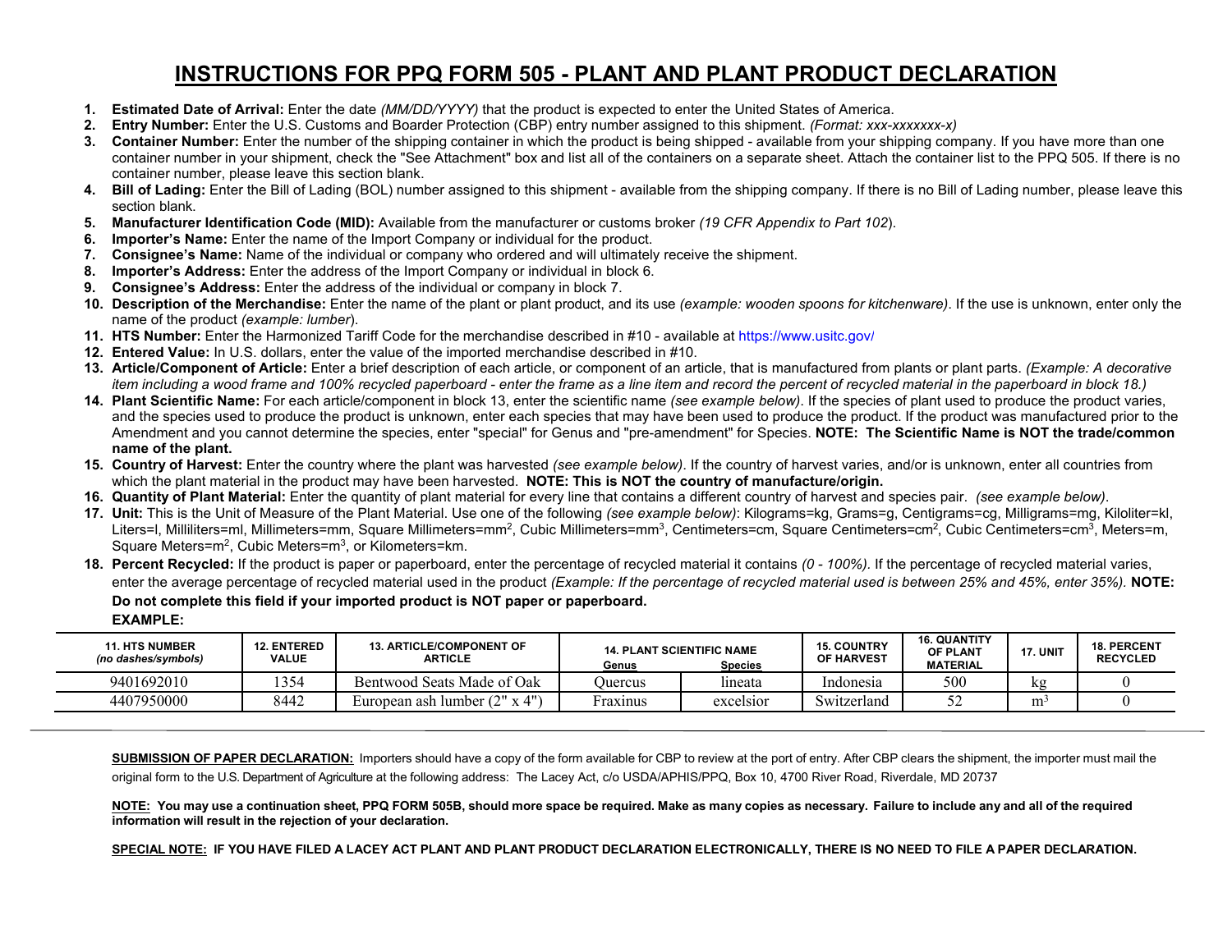# INSTRUCTIONS FOR PPQ FORM 505 - PLANT AND PLANT PRODUCT DECLARATION

1. **Estimated Date of Arrival:** Enter the date *(MM/DD/YYYY)* that the product is expected to enter the United States of America.
2. **Entry Number:** Enter the U.S. Customs and Boarder Protection (CBP) entry number assigned to this shipment. *(Format: xxx-xxxxxxx-x)*
3. **Container Number:** Enter the number of the shipping container in which the product is being shipped - available from your shipping company. If you have more than one container number in your shipment, check the "See Attachment" box and list all of the containers on a separate sheet. Attach the container list to the PPQ 505. If there is no container number, please leave this section blank.
4. **Bill of Lading:** Enter the Bill of Lading (BOL) number assigned to this shipment - available from the shipping company. If there is no Bill of Lading number, please leave this section blank.
5. **Manufacturer Identification Code (MID):** Available from the manufacturer or customs broker *(19 CFR Appendix to Part 102*).
6. **Importer's Name:** Enter the name of the Import Company or individual for the product.
7. **Consignee's Name:** Name of the individual or company who ordered and will ultimately receive the shipment.
8. **Importer's Address:** Enter the address of the Import Company or individual in block 6.
9. **Consignee's Address:** Enter the address of the individual or company in block 7.
10. **Description of the Merchandise:** Enter the name of the plant or plant product, and its use *(example: wooden spoons for kitchenware)*. If the use is unknown, enter only the name of the product *(example: lumber*).
11. **HTS Number:** Enter the Harmonized Tariff Code for the merchandise described in #10 - available at https://www.usitc.gov/
12. **Entered Value:** In U.S. dollars, enter the value of the imported merchandise described in #10.
13. **Article/Component of Article:** Enter a brief description of each article, or component of an article, that is manufactured from plants or plant parts. *(Example: A decorative item including a wood frame and 100% recycled paperboard - enter the frame as a line item and record the percent of recycled material in the paperboard in block 18.)*
14. **Plant Scientific Name:** For each article/component in block 13, enter the scientific name *(see example below)*. If the species of plant used to produce the product varies, and the species used to produce the product is unknown, enter each species that may have been used to produce the product. If the product was manufactured prior to the Amendment and you cannot determine the species, enter "special" for Genus and "pre-amendment" for Species. **NOTE: The Scientific Name is NOT the trade/common name of the plant.**
15. **Country of Harvest:** Enter the country where the plant was harvested *(see example below)*. If the country of harvest varies, and/or is unknown, enter all countries from which the plant material in the product may have been harvested. **NOTE: This is NOT the country of manufacture/origin.**
16. **Quantity of Plant Material:** Enter the quantity of plant material for every line that contains a different country of harvest and species pair. *(see example below)*.
17. **Unit:** This is the Unit of Measure of the Plant Material. Use one of the following *(see example below)*: Kilograms=kg, Grams=g, Centigrams=cg, Milligrams=mg, Kiloliter=kl, Liters=l, Milliliters=ml, Millimeters=mm, Square Millimeters=$mm^2$, Cubic Millimeters=$mm^3$, Centimeters=cm, Square Centimeters=$cm^2$, Cubic Centimeters=$cm^3$, Meters=m, Square Meters=$m^2$, Cubic Meters=$m^3$, or Kilometers=km.
18. **Percent Recycled:** If the product is paper or paperboard, enter the percentage of recycled material it contains *(0 - 100%)*. If the percentage of recycled material varies, enter the average percentage of recycled material used in the product *(Example: If the percentage of recycled material used is between 25% and 45%, enter 35%).* **NOTE: Do not complete this field if your imported product is NOT paper or paperboard.**

**EXAMPLE:**

| 11. HTS NUMBER *(no dashes/symbols)* | 12. ENTERED VALUE | 13. ARTICLE/COMPONENT OF ARTICLE | 14. PLANT SCIENTIFIC NAME | | 15. COUNTRY OF HARVEST | 16. QUANTITY OF PLANT MATERIAL | 17. UNIT | 18. PERCENT RECYCLED |
|---|---|---|---|---|---|---|---|---|
| | | | Genus | Species | | | | |
| 9401692010 | 1354 | Bentwood Seats Made of Oak | Quercus | lineata | Indonesia | 500 | kg | 0 |
| 4407950000 | 8442 | European ash lumber (2" x 4") | Fraxinus | excelsior | Switzerland | 52 | $m^3$ | 0 |

**SUBMISSION OF PAPER DECLARATION:** Importers should have a copy of the form available for CBP to review at the port of entry. After CBP clears the shipment, the importer must mail the original form to the U.S. Department of Agriculture at the following address: The Lacey Act, c/o USDA/APHIS/PPQ, Box 10, 4700 River Road, Riverdale, MD 20737

**NOTE: You may use a continuation sheet, PPQ FORM 505B, should more space be required. Make as many copies as necessary. Failure to include any and all of the required information will result in the rejection of your declaration.**

**SPECIAL NOTE: IF YOU HAVE FILED A LACEY ACT PLANT AND PLANT PRODUCT DECLARATION ELECTRONICALLY, THERE IS NO NEED TO FILE A PAPER DECLARATION.**